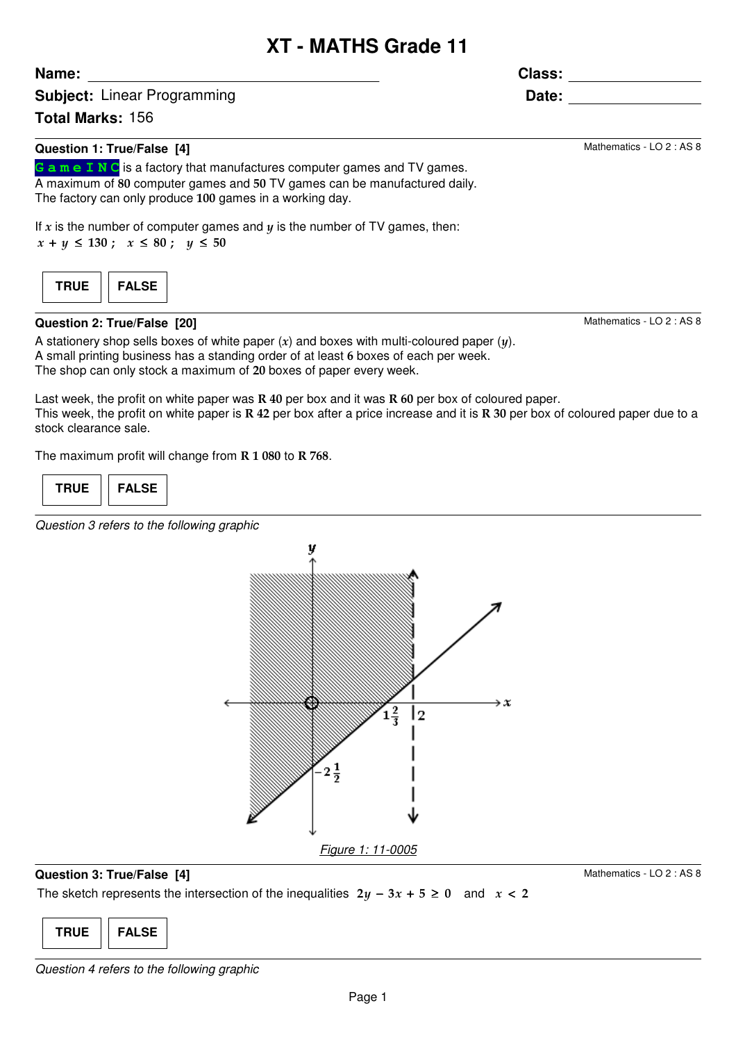# XT - MATHS Grade 11

**Name:** ______________________________ **Class:** ______________

**Subject:** Linear Programming **Date:** ______________

**Total Marks:** 156

---

### Question 1: True/False [4]

Mathematics - LO 2 : AS 8

**GameINC** is a factory that manufactures computer games and TV games.
A maximum of **80** computer games and **50** TV games can be manufactured daily.
The factory can only produce **100** games in a working day.

If $x$ is the number of computer games and $y$ is the number of TV games, then:
$x + y \leq 130\ ;\quad x \leq 80\ ;\quad y \leq 50$

| TRUE | FALSE |
|---|---|

---

### Question 2: True/False [20]

Mathematics - LO 2 : AS 8

A stationery shop sells boxes of white paper ($x$) and boxes with multi-coloured paper ($y$).
A small printing business has a standing order of at least **6** boxes of each per week.
The shop can only stock a maximum of **20** boxes of paper every week.

Last week, the profit on white paper was **R 40** per box and it was **R 60** per box of coloured paper.
This week, the profit on white paper is **R 42** per box after a price increase and it is **R 30** per box of coloured paper due to a stock clearance sale.

The maximum profit will change from **R 1 080** to **R 768**.

| TRUE | FALSE |
|---|---|

---

*Question 3 refers to the following graphic*

*Figure 1: 11-0005*

### Question 3: True/False [4]

Mathematics - LO 2 : AS 8

The sketch represents the intersection of the inequalities $2y - 3x + 5 \geq 0$ and $x < 2$

| TRUE | FALSE |
|---|---|

---

*Question 4 refers to the following graphic*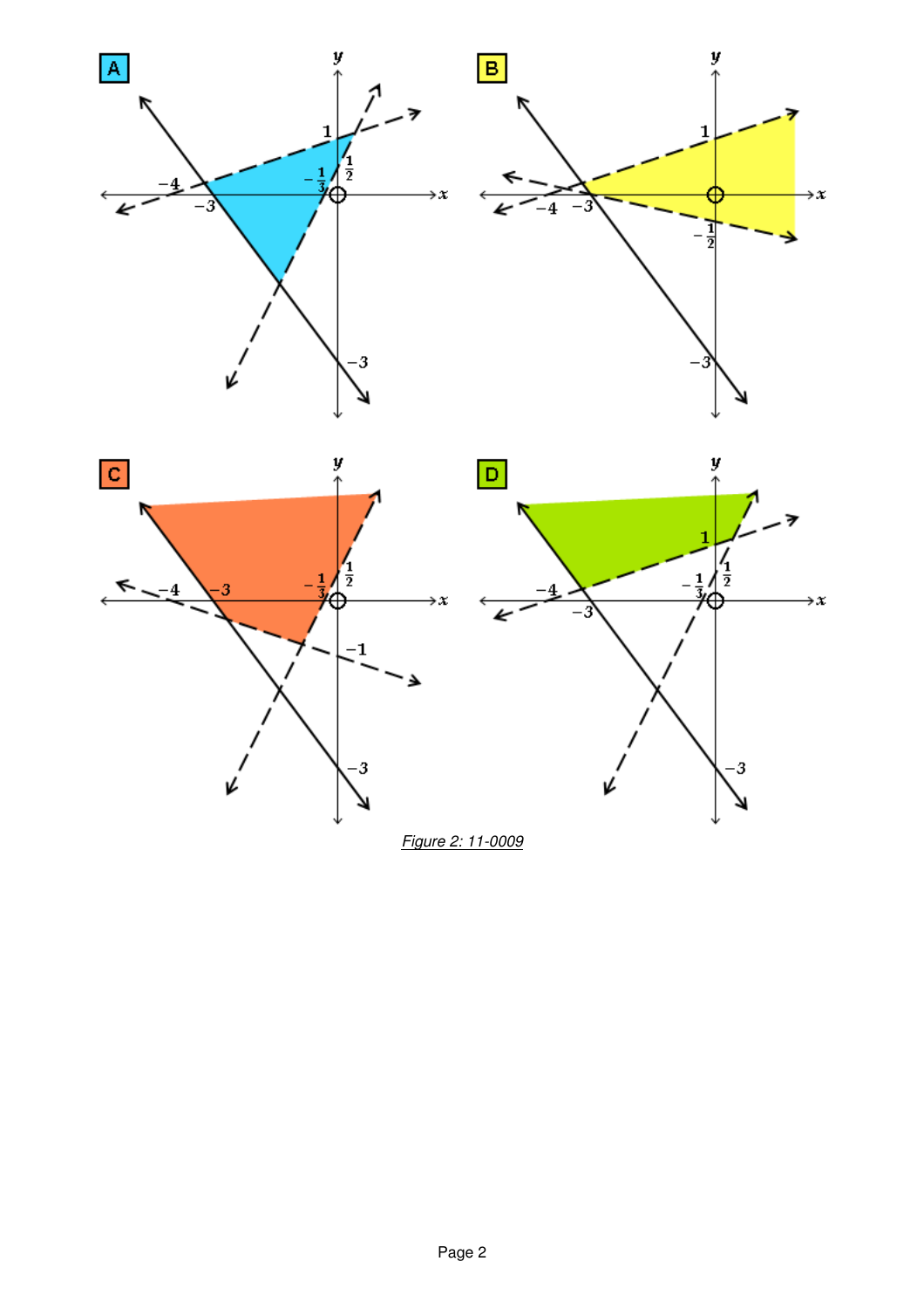A

B

C

D

*Figure 2: 11-0009*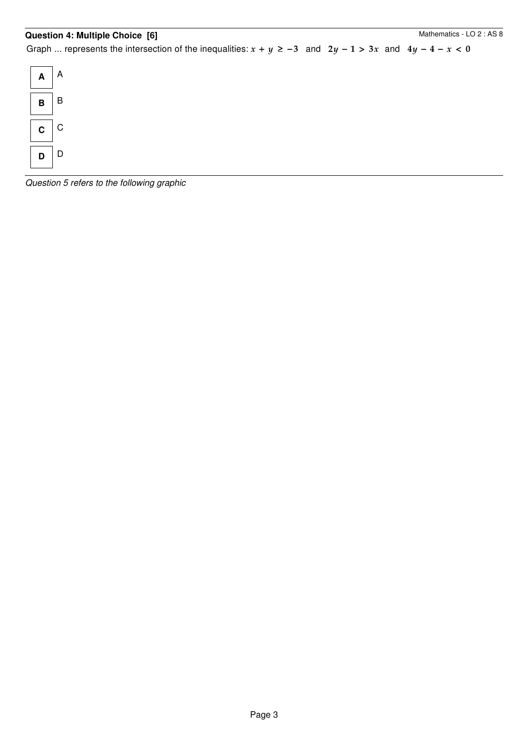## Question 4: Multiple Choice [6]

Mathematics - LO 2 : AS 8

Graph ... represents the intersection of the inequalities: $x + y \geq -3$ and $2y - 1 > 3x$ and $4y - 4 - x < 0$

| | |
|---|---|
| **A** | A |
| **B** | B |
| **C** | C |
| **D** | D |

*Question 5 refers to the following graphic*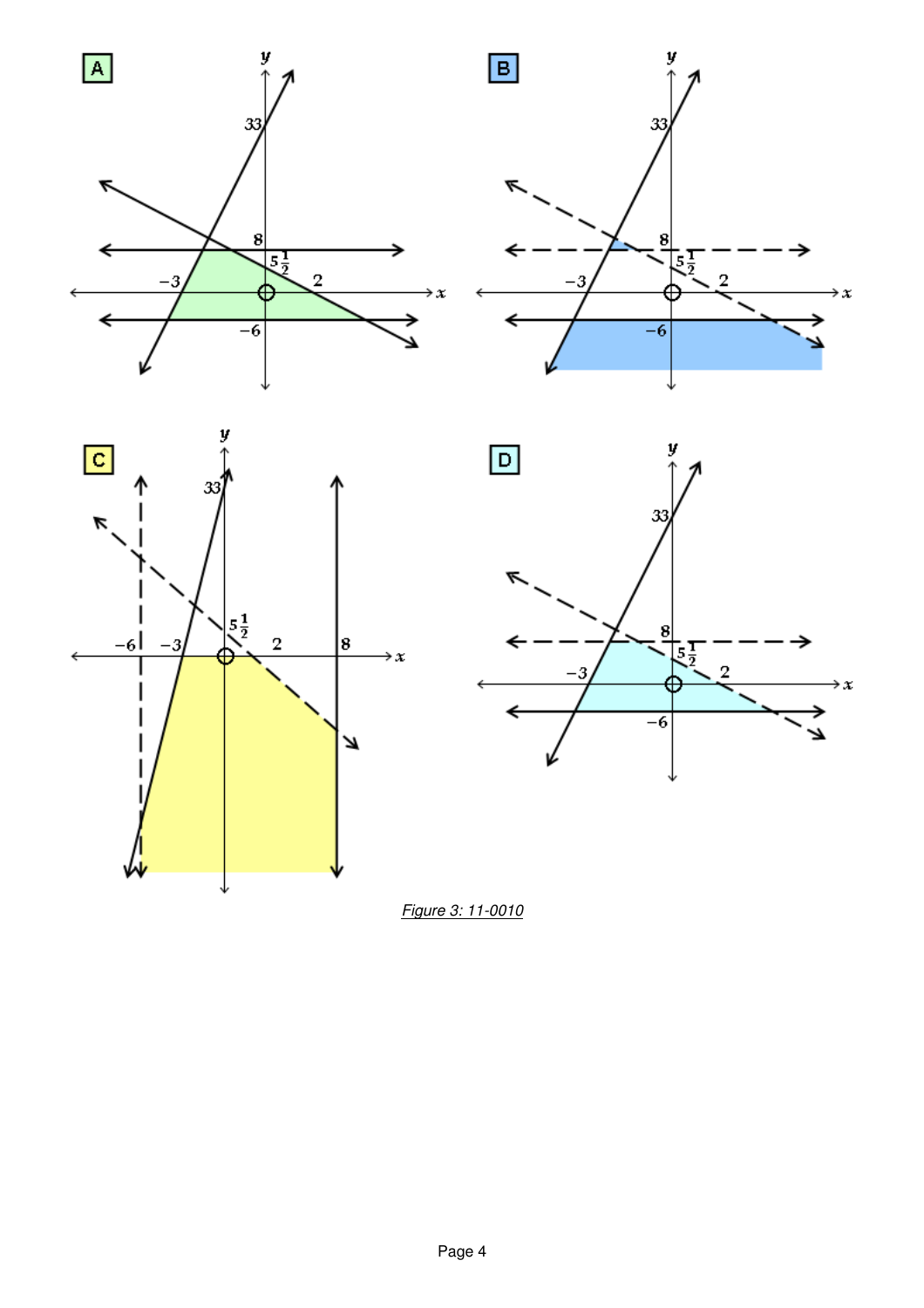A

B

C

D

*Figure 3: 11-0010*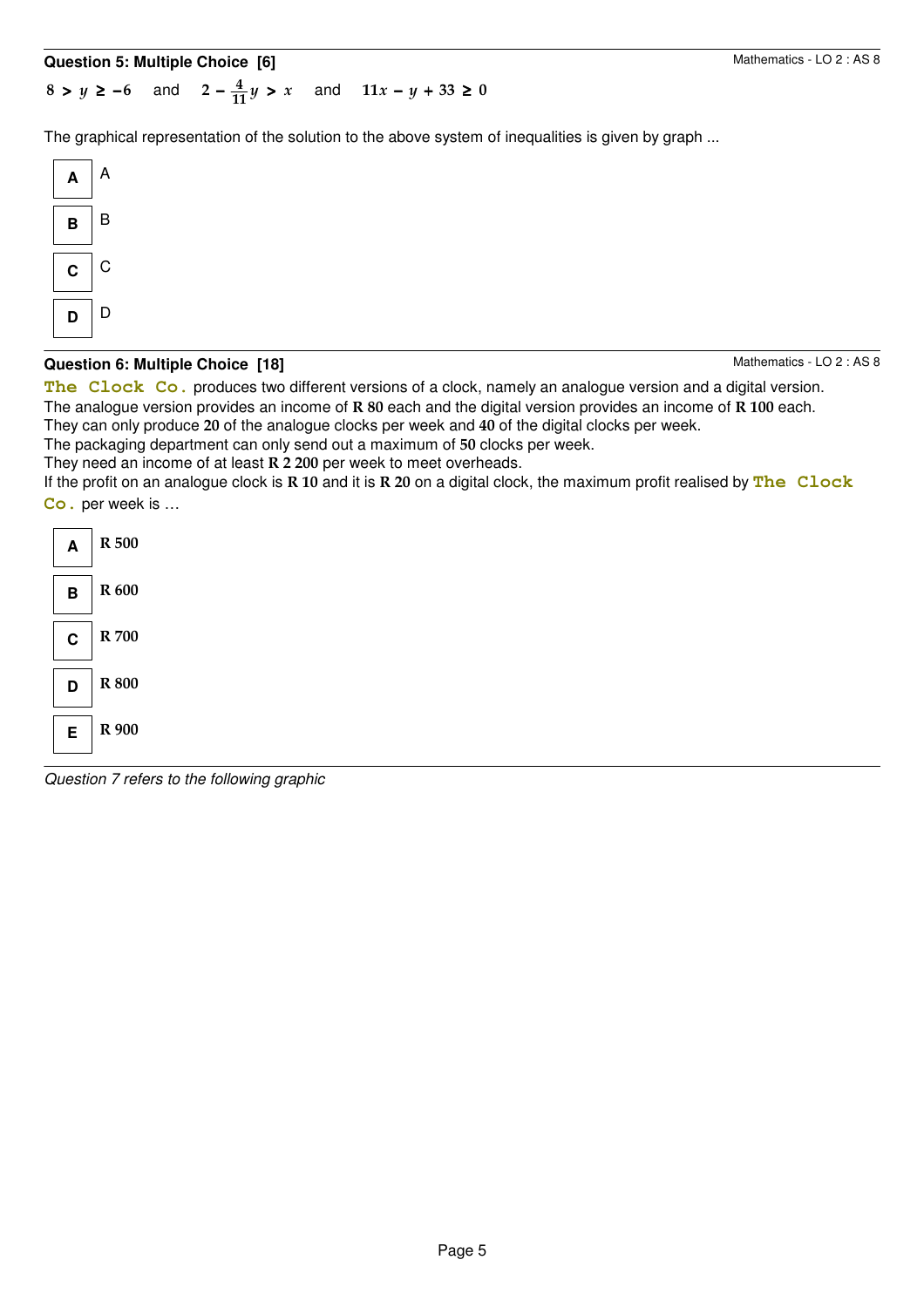**Question 5: Multiple Choice [6]**

Mathematics - LO 2 : AS 8

$8 > y \geq -6$ and $2 - \frac{4}{11}y > x$ and $11x - y + 33 \geq 0$

The graphical representation of the solution to the above system of inequalities is given by graph ...

| | |
|---|---|
| **A** | A |
| **B** | B |
| **C** | C |
| **D** | D |

**Question 6: Multiple Choice [18]**

Mathematics - LO 2 : AS 8

**The Clock Co.** produces two different versions of a clock, namely an analogue version and a digital version.
The analogue version provides an income of **R 80** each and the digital version provides an income of **R 100** each.
They can only produce **20** of the analogue clocks per week and **40** of the digital clocks per week.
The packaging department can only send out a maximum of **50** clocks per week.
They need an income of at least **R 2 200** per week to meet overheads.
If the profit on an analogue clock is **R 10** and it is **R 20** on a digital clock, the maximum profit realised by **The Clock Co.** per week is …

| | |
|---|---|
| **A** | **R 500** |
| **B** | **R 600** |
| **C** | **R 700** |
| **D** | **R 800** |
| **E** | **R 900** |

*Question 7 refers to the following graphic*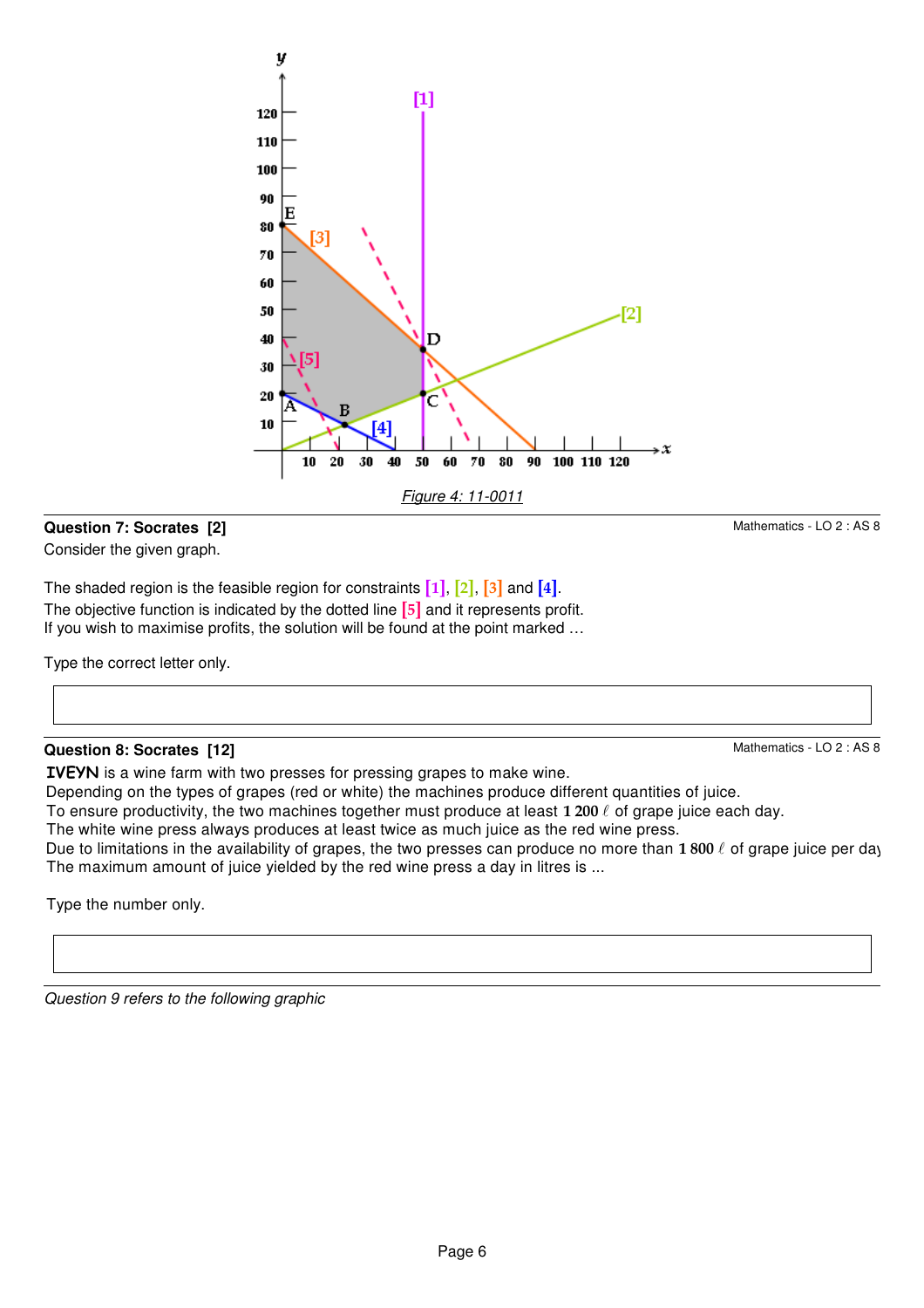*Figure 4: 11-0011*

### Question 7: Socrates [2]

Mathematics - LO 2 : AS 8

Consider the given graph.

The shaded region is the feasible region for constraints [1], [2], [3] and [4].
The objective function is indicated by the dotted line [5] and it represents profit.
If you wish to maximise profits, the solution will be found at the point marked …

Type the correct letter only.

### Question 8: Socrates [12]

Mathematics - LO 2 : AS 8

**IVEYN** is a wine farm with two presses for pressing grapes to make wine.
Depending on the types of grapes (red or white) the machines produce different quantities of juice.
To ensure productivity, the two machines together must produce at least **1 200** ℓ of grape juice each day.
The white wine press always produces at least twice as much juice as the red wine press.
Due to limitations in the availability of grapes, the two presses can produce no more than **1 800** ℓ of grape juice per day.
The maximum amount of juice yielded by the red wine press a day in litres is ...

Type the number only.

*Question 9 refers to the following graphic*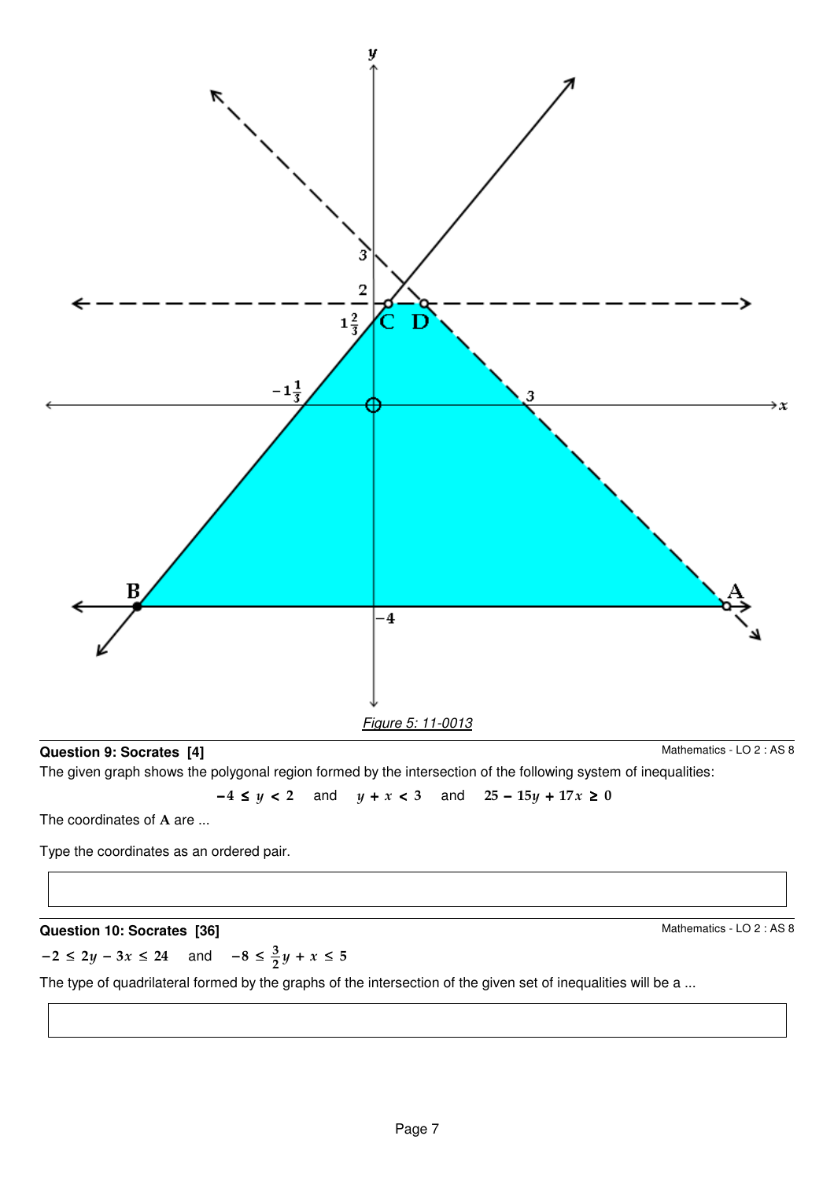*Figure 5: 11-0013*

**Question 9: Socrates [4]**

Mathematics - LO 2 : AS 8

The given graph shows the polygonal region formed by the intersection of the following system of inequalities:

$$-4 \leq y < 2 \quad \text{and} \quad y + x < 3 \quad \text{and} \quad 25 - 15y + 17x \geq 0$$

The coordinates of **A** are ...

Type the coordinates as an ordered pair.

**Question 10: Socrates [36]**

Mathematics - LO 2 : AS 8

$-2 \leq 2y - 3x \leq 24$ and $-8 \leq \frac{3}{2}y + x \leq 5$

The type of quadrilateral formed by the graphs of the intersection of the given set of inequalities will be a ...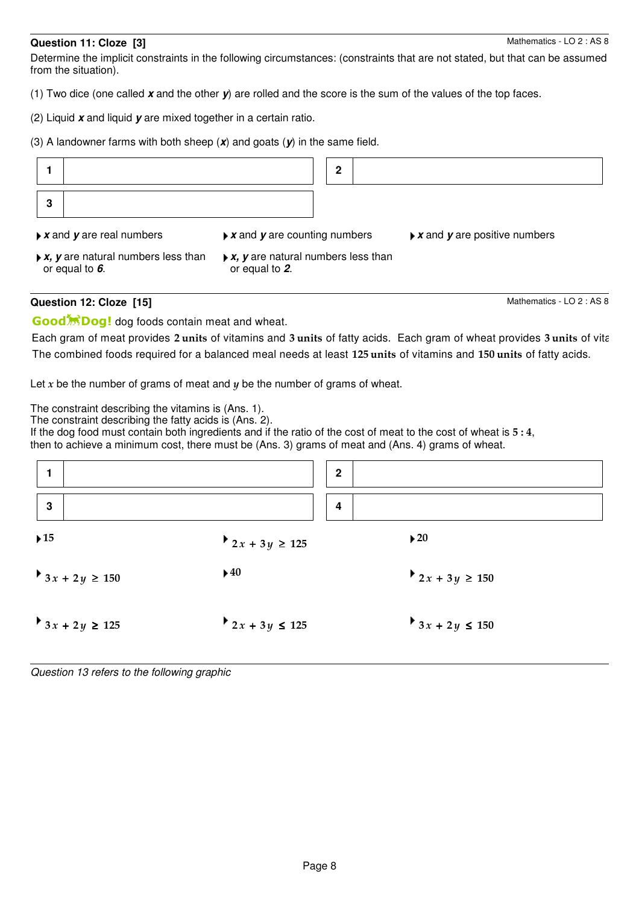**Question 11: Cloze [3]**

Mathematics - LO 2 : AS 8

Determine the implicit constraints in the following circumstances: (constraints that are not stated, but that can be assumed from the situation).

(1) Two dice (one called ***x*** and the other ***y***) are rolled and the score is the sum of the values of the top faces.

(2) Liquid ***x*** and liquid ***y*** are mixed together in a certain ratio.

(3) A landowner farms with both sheep (***x***) and goats (***y***) in the same field.

| 1 | | 2 | |
|---|---|---|---|
| **3** | | | |

- ***x*** and ***y*** are real numbers
- ***x*** and ***y*** are counting numbers
- ***x*** and ***y*** are positive numbers
- ***x, y*** are natural numbers less than or equal to ***6***.
- ***x, y*** are natural numbers less than or equal to ***2***.

**Question 12: Cloze [15]**

Mathematics - LO 2 : AS 8

**GoodDog!** dog foods contain meat and wheat.

Each gram of meat provides **2 units** of vitamins and **3 units** of fatty acids. Each gram of wheat provides **3 units** of vita

The combined foods required for a balanced meal needs at least **125 units** of vitamins and **150 units** of fatty acids.

Let $x$ be the number of grams of meat and $y$ be the number of grams of wheat.

The constraint describing the vitamins is (Ans. 1).
The constraint describing the fatty acids is (Ans. 2).
If the dog food must contain both ingredients and if the ratio of the cost of meat to the cost of wheat is **5 : 4**, then to achieve a minimum cost, there must be (Ans. 3) grams of meat and (Ans. 4) grams of wheat.

| 1 | | 2 | |
|---|---|---|---|
| **3** | | **4** | |

- $15$
- $2x + 3y \geq 125$
- $20$
- $3x + 2y \geq 150$
- $40$
- $2x + 3y \geq 150$
- $3x + 2y \geq 125$
- $2x + 3y \leq 125$
- $3x + 2y \leq 150$

*Question 13 refers to the following graphic*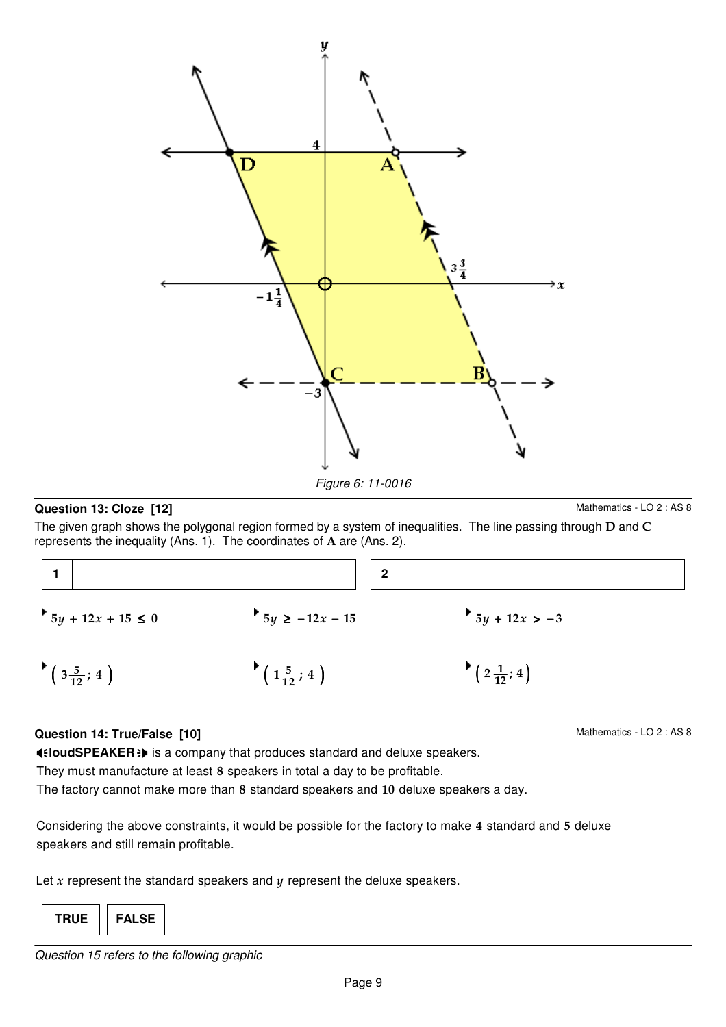*Figure 6: 11-0016*

### Question 13: Cloze [12]

Mathematics - LO 2 : AS 8

The given graph shows the polygonal region formed by a system of inequalities. The line passing through **D** and **C** represents the inequality (Ans. 1). The coordinates of **A** are (Ans. 2).

| 1 | | 2 | |
|---|---|---|---|

- $5y + 12x + 15 \leq 0$
- $5y \geq -12x - 15$
- $5y + 12x > -3$

- $\left(3\frac{5}{12}; 4\right)$
- $\left(1\frac{5}{12}; 4\right)$
- $\left(2\frac{1}{12}; 4\right)$

### Question 14: True/False [10]

Mathematics - LO 2 : AS 8

**loudSPEAKER** is a company that produces standard and deluxe speakers.

They must manufacture at least **8** speakers in total a day to be profitable.

The factory cannot make more than **8** standard speakers and **10** deluxe speakers a day.

Considering the above constraints, it would be possible for the factory to make **4** standard and **5** deluxe speakers and still remain profitable.

Let $x$ represent the standard speakers and $y$ represent the deluxe speakers.

| TRUE | FALSE |
|---|---|

*Question 15 refers to the following graphic*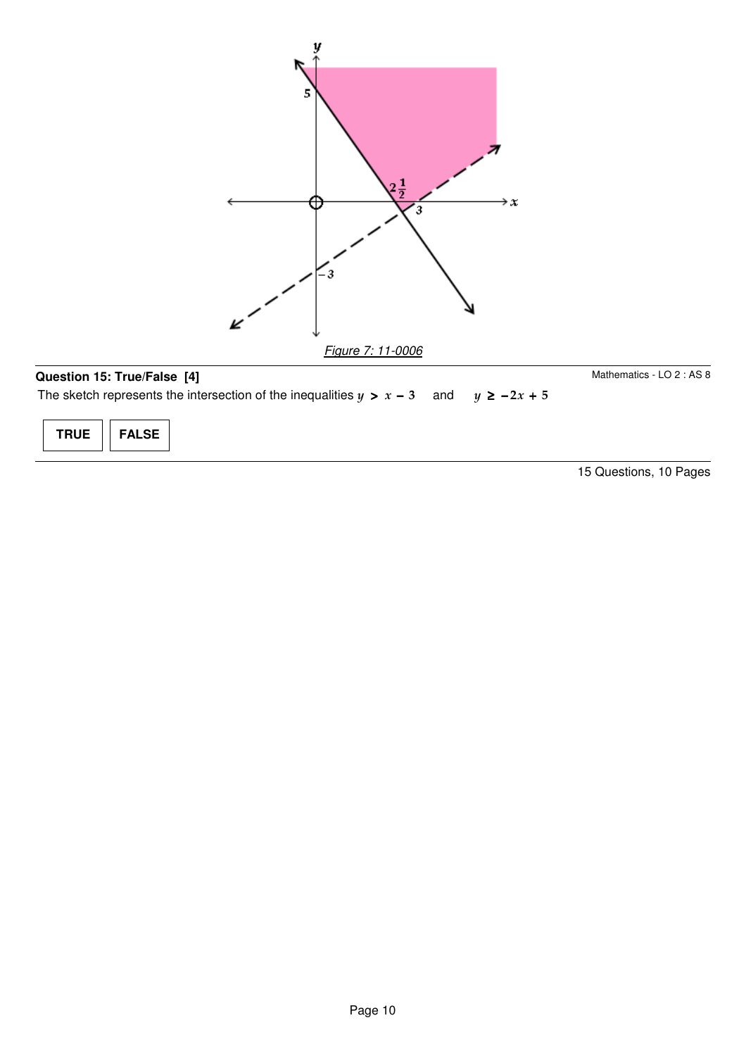y

5

$2\frac{1}{2}$

3

x

$-3$

*Figure 7: 11-0006*

**Question 15: True/False [4]**

Mathematics - LO 2 : AS 8

The sketch represents the intersection of the inequalities $y > x - 3$ and $y \geq -2x + 5$

| | |
|---|---|
| **TRUE** | **FALSE** |